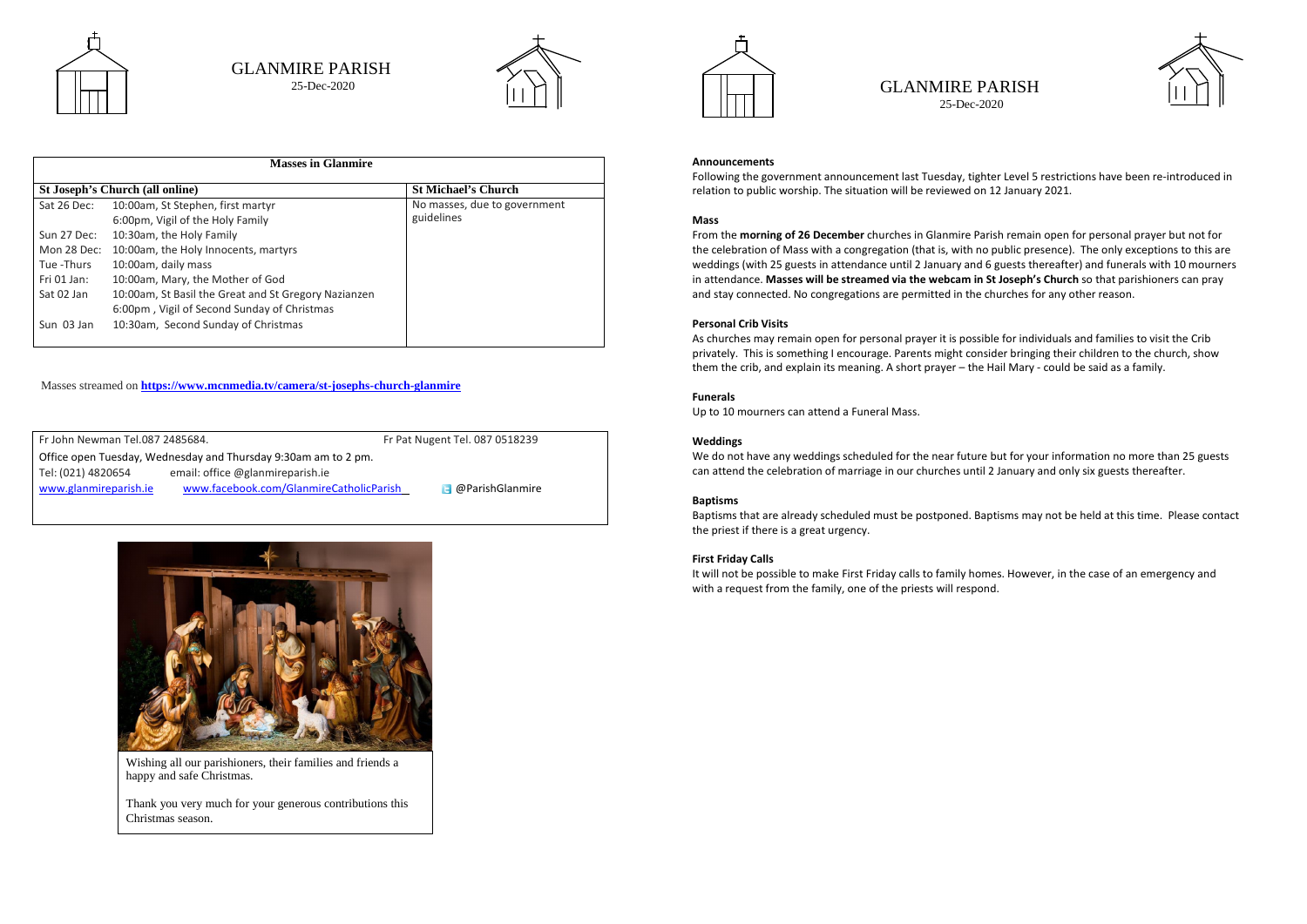# GLANMIRE PARISH

25-Dec-2020

| Masses in Glanmire | | |
|---|---|---|
| **St Joseph's Church (all online)** | | **St Michael's Church** |
| Sat 26 Dec: | 10:00am, St Stephen, first martyr<br>6:00pm, Vigil of the Holy Family | No masses, due to government guidelines |
| Sun 27 Dec: | 10:30am, the Holy Family | |
| Mon 28 Dec: | 10:00am, the Holy Innocents, martyrs | |
| Tue -Thurs | 10:00am, daily mass | |
| Fri 01 Jan: | 10:00am, Mary, the Mother of God | |
| Sat 02 Jan | 10:00am, St Basil the Great and St Gregory Nazianzen<br>6:00pm , Vigil of Second Sunday of Christmas | |
| Sun 03 Jan | 10:30am, Second Sunday of Christmas | |

Masses streamed on **https://www.mcnmedia.tv/camera/st-josephs-church-glanmire**

Fr John Newman Tel.087 2485684. Fr Pat Nugent Tel. 087 0518239

Office open Tuesday, Wednesday and Thursday 9:30am am to 2 pm.

Tel: (021) 4820654 email: office @glanmireparish.ie

www.glanmireparish.ie www.facebook.com/GlanmireCatholicParish @ParishGlanmire

Wishing all our parishioners, their families and friends a happy and safe Christmas.

Thank you very much for your generous contributions this Christmas season.

# GLANMIRE PARISH

25-Dec-2020

### Announcements

Following the government announcement last Tuesday, tighter Level 5 restrictions have been re-introduced in relation to public worship. The situation will be reviewed on 12 January 2021.

### Mass

From the **morning of 26 December** churches in Glanmire Parish remain open for personal prayer but not for the celebration of Mass with a congregation (that is, with no public presence). The only exceptions to this are weddings (with 25 guests in attendance until 2 January and 6 guests thereafter) and funerals with 10 mourners in attendance. **Masses will be streamed via the webcam in St Joseph's Church** so that parishioners can pray and stay connected. No congregations are permitted in the churches for any other reason.

### Personal Crib Visits

As churches may remain open for personal prayer it is possible for individuals and families to visit the Crib privately. This is something I encourage. Parents might consider bringing their children to the church, show them the crib, and explain its meaning. A short prayer – the Hail Mary - could be said as a family.

### Funerals

Up to 10 mourners can attend a Funeral Mass.

### Weddings

We do not have any weddings scheduled for the near future but for your information no more than 25 guests can attend the celebration of marriage in our churches until 2 January and only six guests thereafter.

### Baptisms

Baptisms that are already scheduled must be postponed. Baptisms may not be held at this time. Please contact the priest if there is a great urgency.

### First Friday Calls

It will not be possible to make First Friday calls to family homes. However, in the case of an emergency and with a request from the family, one of the priests will respond.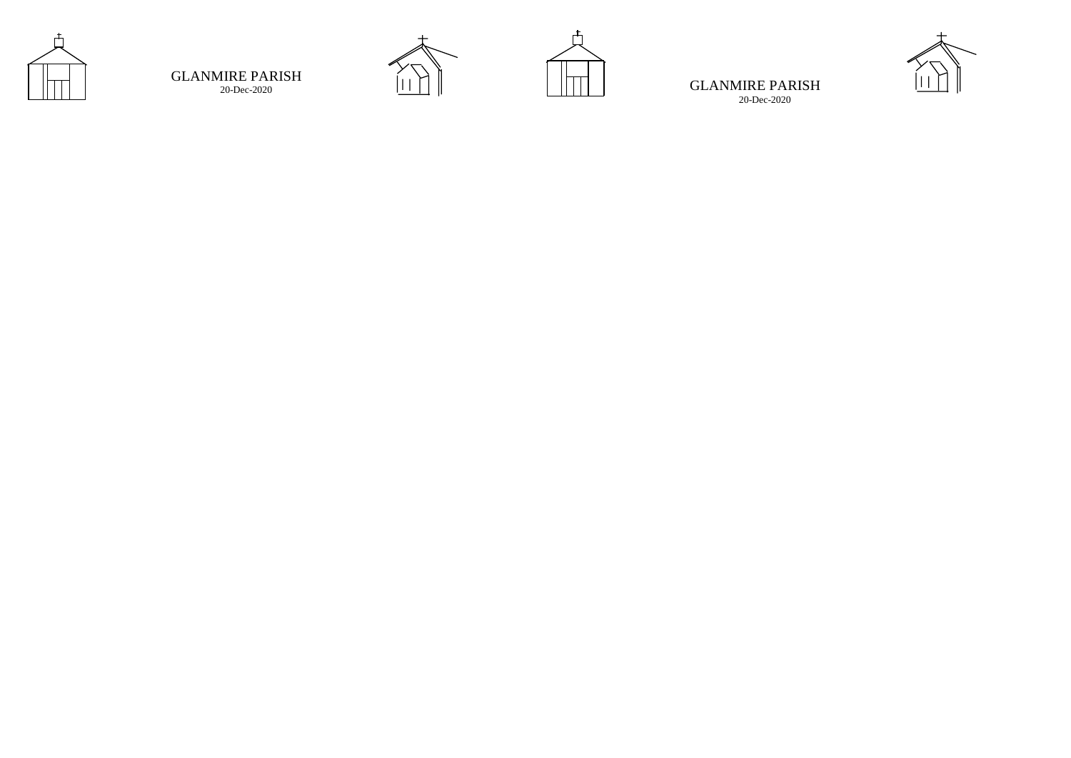GLANMIRE PARISH
20-Dec-2020

GLANMIRE PARISH
20-Dec-2020